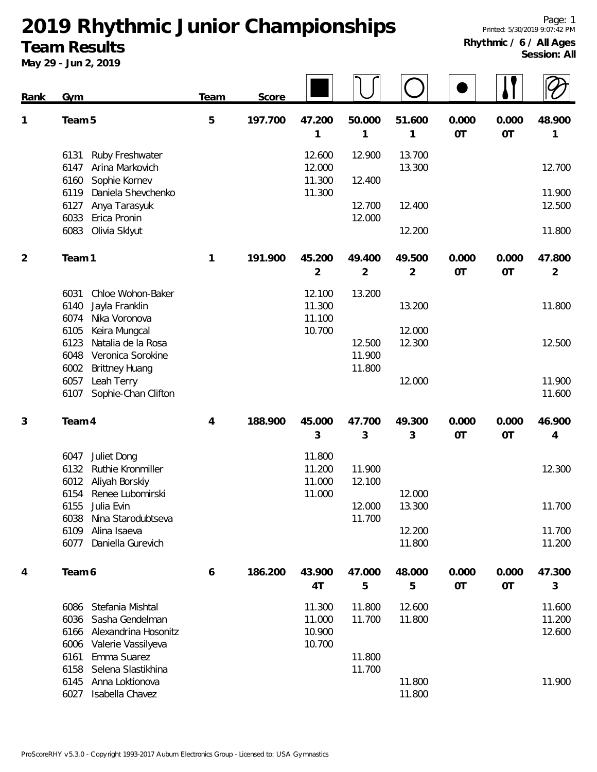# 2019 Rhythmic Junior Championships

## Team Results

**May 29 - Jun 2, 2019**

**Rhythmic / 6 / All Ages**
**Session: All**

| Rank | Gym | Team | Score | Rope | Hoop | Ball | Clubs | Ribbon |
|---|---|---|---|---|---|---|---|---|
| 1 | Team 5 | 5 | 197.700 | 47.200 | 50.000 | 51.600 | 0.000 | 48.900 |
| | | | | 1 | 1 | 1 | 0T | 1 |
| | 6131 Ruby Freshwater | | | 12.600 | 12.900 | 13.700 | | |
| | 6147 Arina Markovich | | | 12.000 | | 13.300 | | 12.700 |
| | 6160 Sophie Kornev | | | 11.300 | 12.400 | | | |
| | 6119 Daniela Shevchenko | | | 11.300 | | | | 11.900 |
| | 6127 Anya Tarasyuk | | | | 12.700 | 12.400 | | 12.500 |
| | 6033 Erica Pronin | | | | 12.000 | | | |
| | 6083 Olivia Sklyut | | | | | 12.200 | | 11.800 |
| 2 | Team 1 | 1 | 191.900 | 45.200 | 49.400 | 49.500 | 0.000 | 47.800 |
| | | | | 2 | 2 | 2 | 0T | 2 |
| | 6031 Chloe Wohon-Baker | | | 12.100 | 13.200 | | | |
| | 6140 Jayla Franklin | | | 11.300 | | 13.200 | | 11.800 |
| | 6074 Nika Voronova | | | 11.100 | | | | |
| | 6105 Keira Mungcal | | | 10.700 | | 12.000 | | |
| | 6123 Natalia de la Rosa | | | | 12.500 | 12.300 | | 12.500 |
| | 6048 Veronica Sorokine | | | | 11.900 | | | |
| | 6002 Brittney Huang | | | | 11.800 | | | |
| | 6057 Leah Terry | | | | | 12.000 | | 11.900 |
| | 6107 Sophie-Chan Clifton | | | | | | | 11.600 |
| 3 | Team 4 | 4 | 188.900 | 45.000 | 47.700 | 49.300 | 0.000 | 46.900 |
| | | | | 3 | 3 | 3 | 0T | 4 |
| | 6047 Juliet Dong | | | 11.800 | | | | |
| | 6132 Ruthie Kronmiller | | | 11.200 | 11.900 | | | 12.300 |
| | 6012 Aliyah Borskiy | | | 11.000 | 12.100 | | | |
| | 6154 Renee Lubomirski | | | 11.000 | | 12.000 | | |
| | 6155 Julia Evin | | | | 12.000 | 13.300 | | 11.700 |
| | 6038 Nina Starodubtseva | | | | 11.700 | | | |
| | 6109 Alina Isaeva | | | | | 12.200 | | 11.700 |
| | 6077 Daniella Gurevich | | | | | 11.800 | | 11.200 |
| 4 | Team 6 | 6 | 186.200 | 43.900 | 47.000 | 48.000 | 0.000 | 47.300 |
| | | | | 4T | 5 | 5 | 0T | 3 |
| | 6086 Stefania Mishtal | | | 11.300 | 11.800 | 12.600 | | 11.600 |
| | 6036 Sasha Gendelman | | | 11.000 | 11.700 | 11.800 | | 11.200 |
| | 6166 Alexandrina Hosonitz | | | 10.900 | | | | 12.600 |
| | 6006 Valerie Vassilyeva | | | 10.700 | | | | |
| | 6161 Emma Suarez | | | | 11.800 | | | |
| | 6158 Selena Slastikhina | | | | 11.700 | | | |
| | 6145 Anna Loktionova | | | | | 11.800 | | 11.900 |
| | 6027 Isabella Chavez | | | | | 11.800 | | |

Note: The table header in the source uses apparatus icons; the columns between Ball and Ribbon contain a second "0.000 / 0T" column (two apparatus columns with 0.000). Full columns as shown: Score, Rope, Hoop, Ball, (Ball icon) 0.000 0T, Clubs 0.000 0T, Ribbon.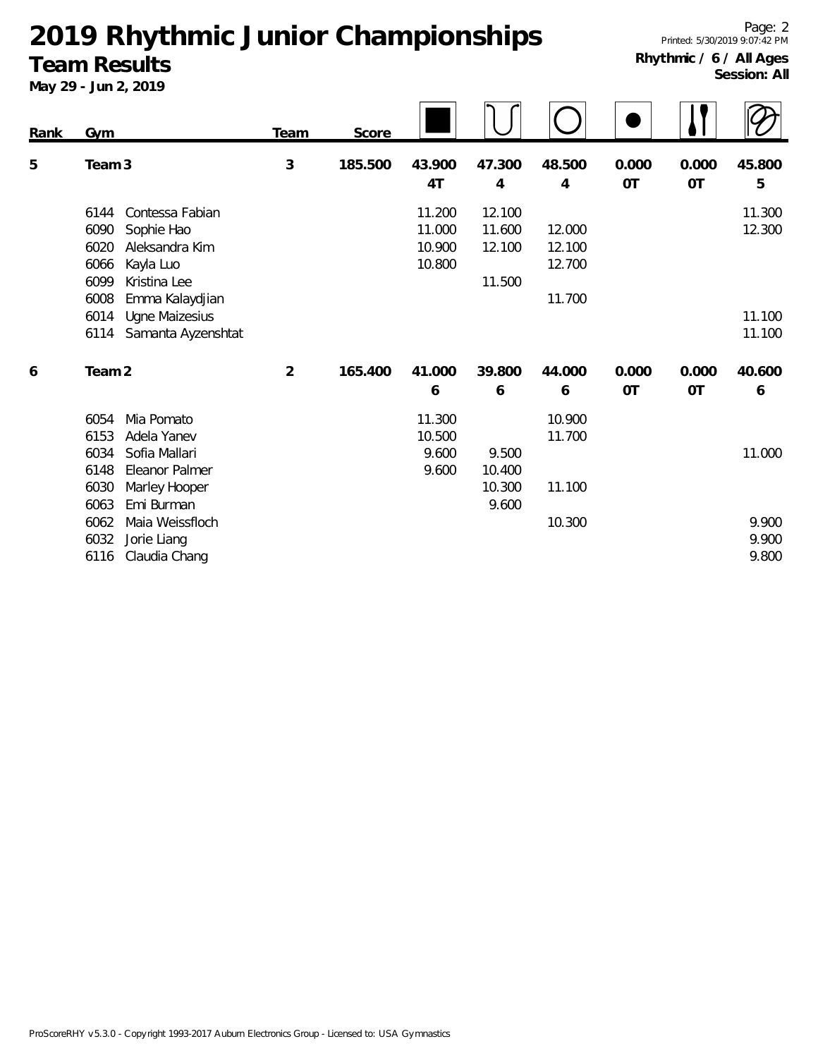# 2019 Rhythmic Junior Championships

## Team Results

**May 29 - Jun 2, 2019**

**Rhythmic / 6 / All Ages**
**Session: All**

| Rank | Gym | | Team | Score | | | | | | |
|---|---|---|---|---|---|---|---|---|---|---|
| 5 | Team 3 | | 3 | 185.500 | 43.900 4T | 47.300 4 | 48.500 4 | 0.000 0T | 0.000 0T | 45.800 5 |
| | 6144 | Contessa Fabian | | | 11.200 | 12.100 | | | | 11.300 |
| | 6090 | Sophie Hao | | | 11.000 | 11.600 | 12.000 | | | 12.300 |
| | 6020 | Aleksandra Kim | | | 10.900 | 12.100 | 12.100 | | | |
| | 6066 | Kayla Luo | | | 10.800 | | 12.700 | | | |
| | 6099 | Kristina Lee | | | | 11.500 | | | | |
| | 6008 | Emma Kalaydjian | | | | | 11.700 | | | |
| | 6014 | Ugne Maizesius | | | | | | | | 11.100 |
| | 6114 | Samanta Ayzenshtat | | | | | | | | 11.100 |
| 6 | Team 2 | | 2 | 165.400 | 41.000 6 | 39.800 6 | 44.000 6 | 0.000 0T | 0.000 0T | 40.600 6 |
| | 6054 | Mia Pomato | | | 11.300 | | 10.900 | | | |
| | 6153 | Adela Yanev | | | 10.500 | | 11.700 | | | |
| | 6034 | Sofia Mallari | | | 9.600 | 9.500 | | | | 11.000 |
| | 6148 | Eleanor Palmer | | | 9.600 | 10.400 | | | | |
| | 6030 | Marley Hooper | | | | 10.300 | 11.100 | | | |
| | 6063 | Emi Burman | | | | 9.600 | | | | |
| | 6062 | Maia Weissfloch | | | | | 10.300 | | | 9.900 |
| | 6032 | Jorie Liang | | | | | | | | 9.900 |
| | 6116 | Claudia Chang | | | | | | | | 9.800 |